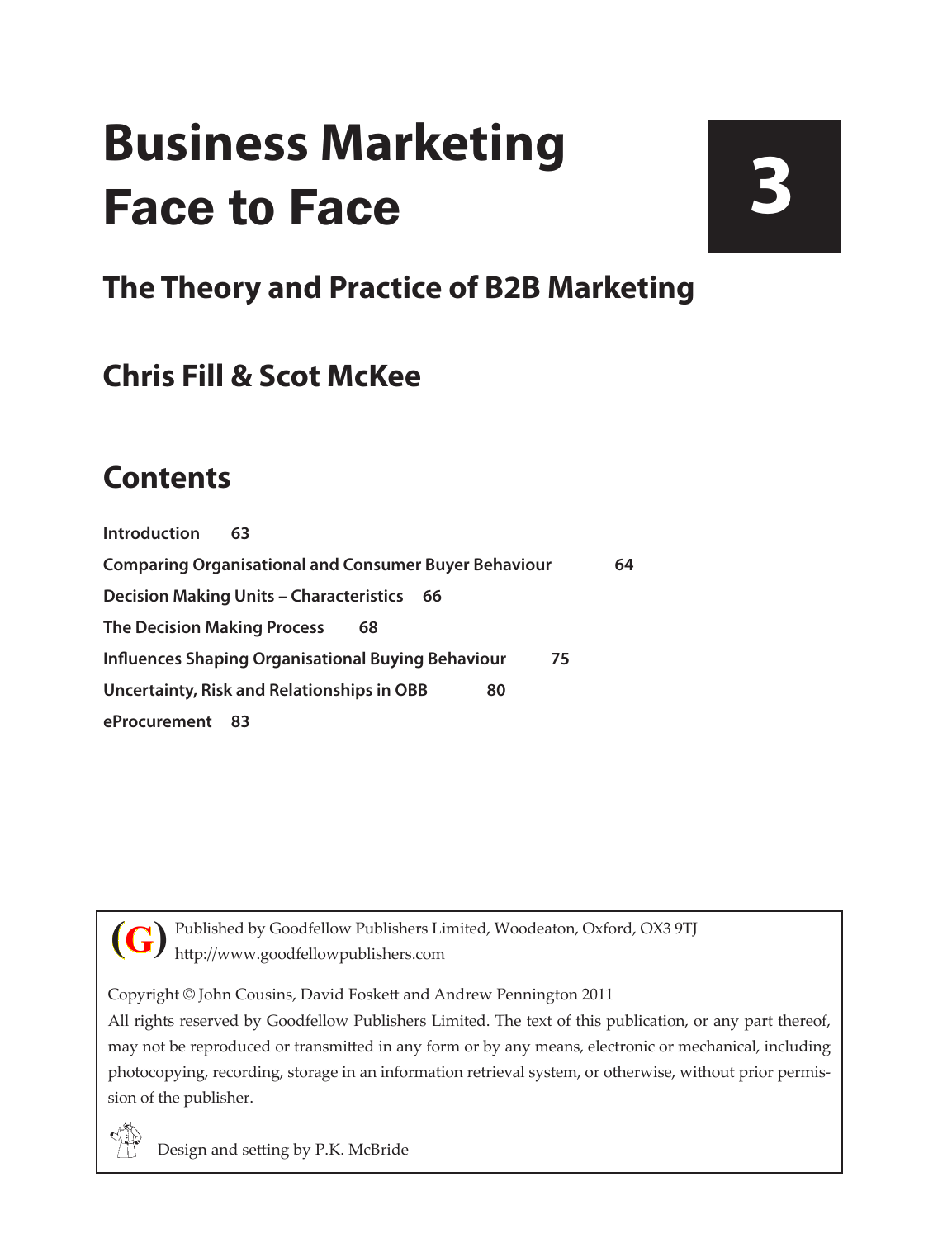# Business Marketing Face to Face

# 3

## The Theory and Practice of B2B Marketing

## Chris Fill & Scot McKee

## Contents

**Introduction 63**

**Comparing Organisational and Consumer Buyer Behaviour 64**

**Decision Making Units – Characteristics 66**

**The Decision Making Process 68**

**Influences Shaping Organisational Buying Behaviour 75**

**Uncertainty, Risk and Relationships in OBB 80**

**eProcurement 83**

(G) Published by Goodfellow Publishers Limited, Woodeaton, Oxford, OX3 9TJ
http://www.goodfellowpublishers.com

Copyright © John Cousins, David Foskett and Andrew Pennington 2011

All rights reserved by Goodfellow Publishers Limited. The text of this publication, or any part thereof, may not be reproduced or transmitted in any form or by any means, electronic or mechanical, including photocopying, recording, storage in an information retrieval system, or otherwise, without prior permission of the publisher.

Design and setting by P.K. McBride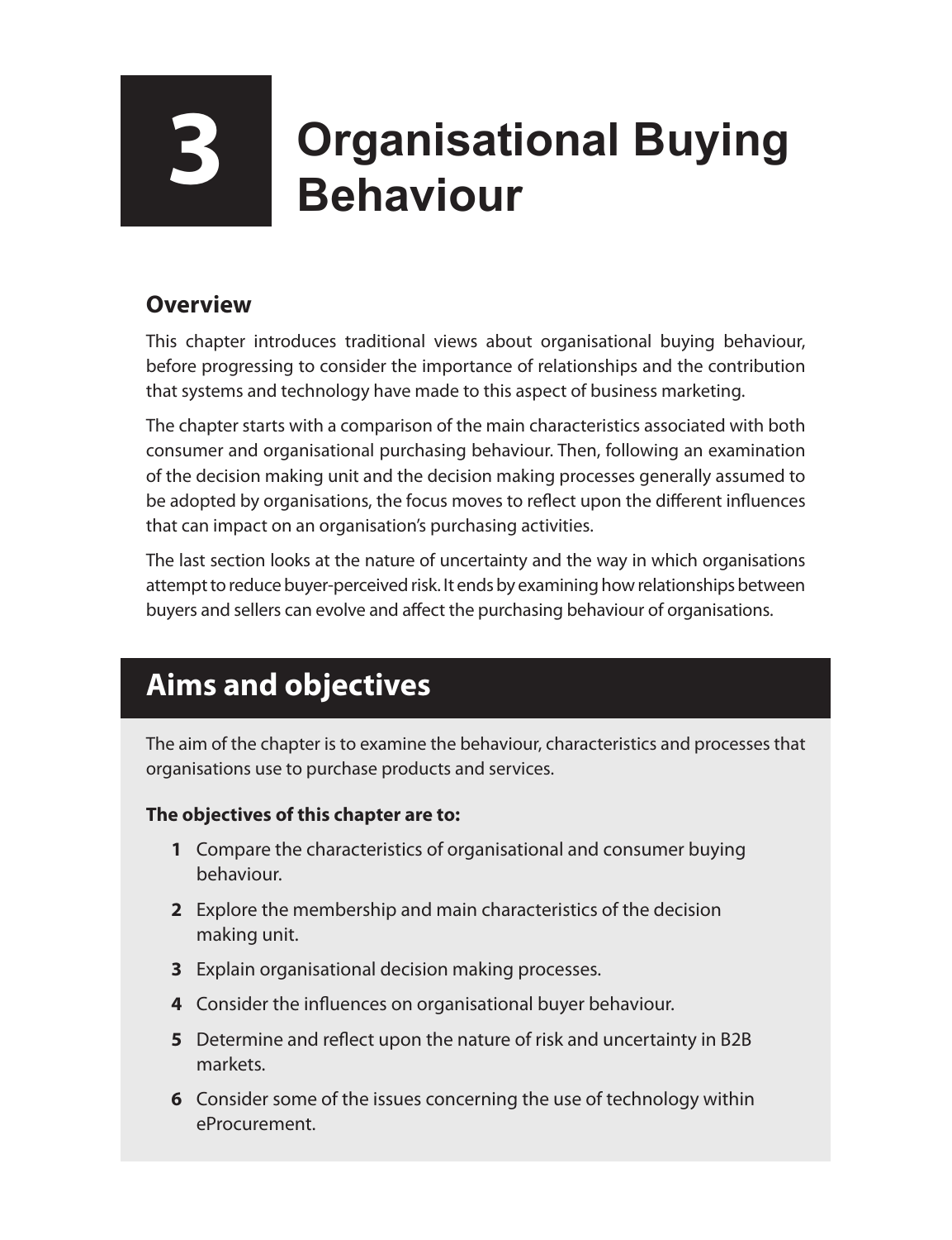# 3 Organisational Buying Behaviour

## Overview

This chapter introduces traditional views about organisational buying behaviour, before progressing to consider the importance of relationships and the contribution that systems and technology have made to this aspect of business marketing.

The chapter starts with a comparison of the main characteristics associated with both consumer and organisational purchasing behaviour. Then, following an examination of the decision making unit and the decision making processes generally assumed to be adopted by organisations, the focus moves to reflect upon the different influences that can impact on an organisation's purchasing activities.

The last section looks at the nature of uncertainty and the way in which organisations attempt to reduce buyer-perceived risk. It ends by examining how relationships between buyers and sellers can evolve and affect the purchasing behaviour of organisations.

## Aims and objectives

The aim of the chapter is to examine the behaviour, characteristics and processes that organisations use to purchase products and services.

**The objectives of this chapter are to:**

1. Compare the characteristics of organisational and consumer buying behaviour.
2. Explore the membership and main characteristics of the decision making unit.
3. Explain organisational decision making processes.
4. Consider the influences on organisational buyer behaviour.
5. Determine and reflect upon the nature of risk and uncertainty in B2B markets.
6. Consider some of the issues concerning the use of technology within eProcurement.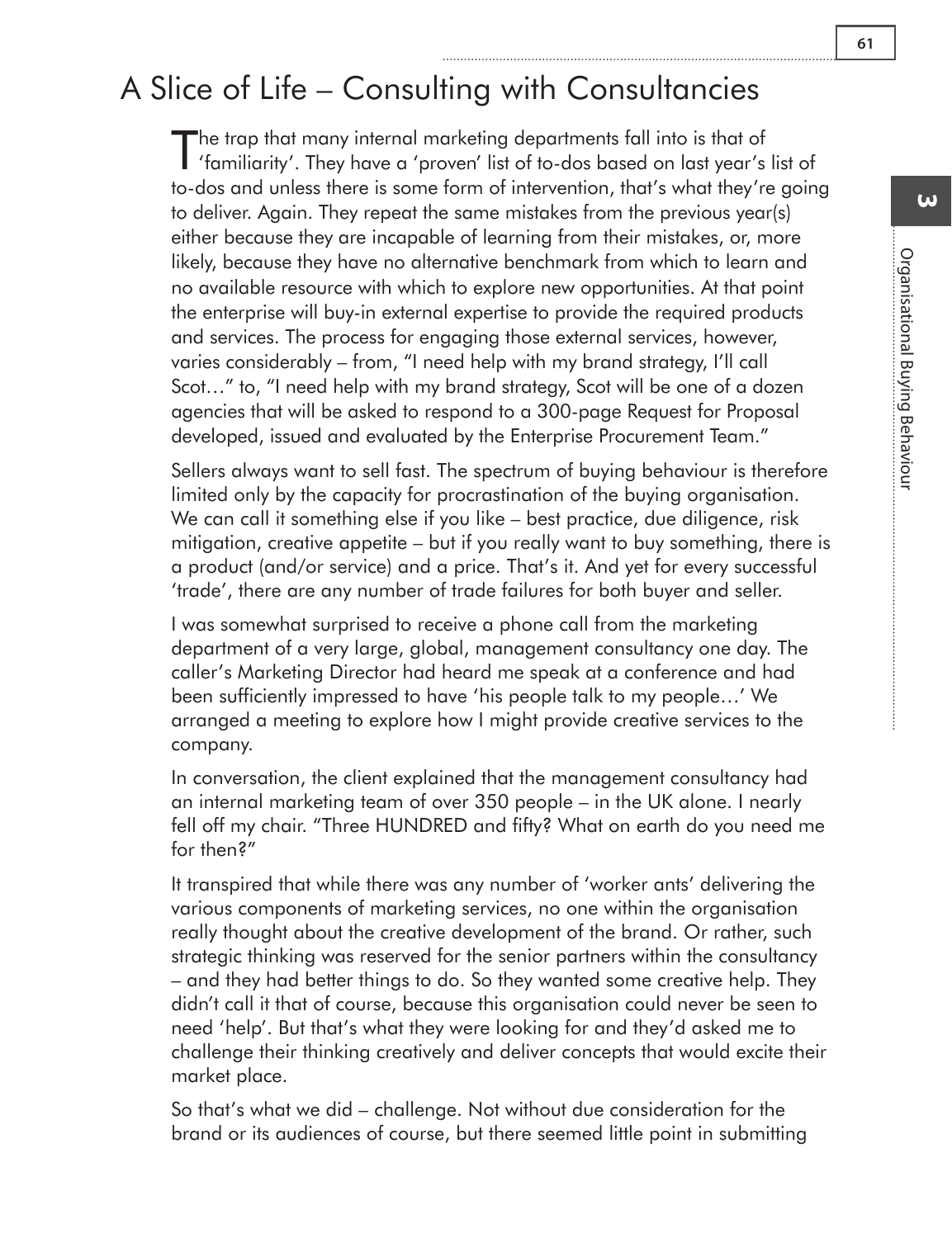# A Slice of Life – Consulting with Consultancies

The trap that many internal marketing departments fall into is that of 'familiarity'. They have a 'proven' list of to-dos based on last year's list of to-dos and unless there is some form of intervention, that's what they're going to deliver. Again. They repeat the same mistakes from the previous year(s) either because they are incapable of learning from their mistakes, or, more likely, because they have no alternative benchmark from which to learn and no available resource with which to explore new opportunities. At that point the enterprise will buy-in external expertise to provide the required products and services. The process for engaging those external services, however, varies considerably – from, "I need help with my brand strategy, I'll call Scot…" to, "I need help with my brand strategy, Scot will be one of a dozen agencies that will be asked to respond to a 300-page Request for Proposal developed, issued and evaluated by the Enterprise Procurement Team."

Sellers always want to sell fast. The spectrum of buying behaviour is therefore limited only by the capacity for procrastination of the buying organisation. We can call it something else if you like – best practice, due diligence, risk mitigation, creative appetite – but if you really want to buy something, there is a product (and/or service) and a price. That's it. And yet for every successful 'trade', there are any number of trade failures for both buyer and seller.

I was somewhat surprised to receive a phone call from the marketing department of a very large, global, management consultancy one day. The caller's Marketing Director had heard me speak at a conference and had been sufficiently impressed to have 'his people talk to my people…' We arranged a meeting to explore how I might provide creative services to the company.

In conversation, the client explained that the management consultancy had an internal marketing team of over 350 people – in the UK alone. I nearly fell off my chair. "Three HUNDRED and fifty? What on earth do you need me for then?"

It transpired that while there was any number of 'worker ants' delivering the various components of marketing services, no one within the organisation really thought about the creative development of the brand. Or rather, such strategic thinking was reserved for the senior partners within the consultancy – and they had better things to do. So they wanted some creative help. They didn't call it that of course, because this organisation could never be seen to need 'help'. But that's what they were looking for and they'd asked me to challenge their thinking creatively and deliver concepts that would excite their market place.

So that's what we did – challenge. Not without due consideration for the brand or its audiences of course, but there seemed little point in submitting